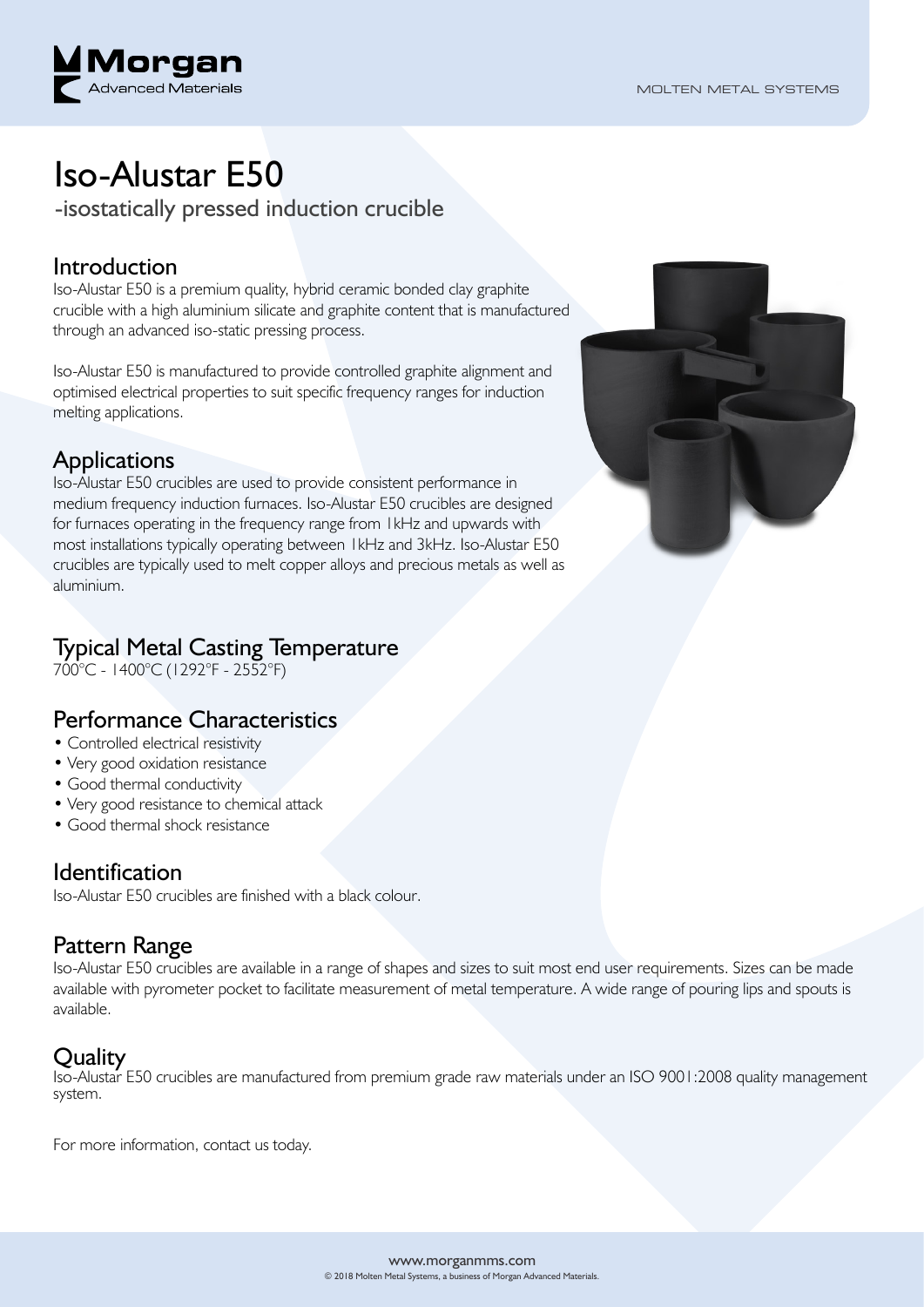# Iso-Alustar E50

-isostatically pressed induction crucible

## Introduction

Iso-Alustar E50 is a premium quality, hybrid ceramic bonded clay graphite crucible with a high aluminium silicate and graphite content that is manufactured through an advanced iso-static pressing process.

Iso-Alustar E50 is manufactured to provide controlled graphite alignment and optimised electrical properties to suit specific frequency ranges for induction melting applications.

## Applications

Iso-Alustar E50 crucibles are used to provide consistent performance in medium frequency induction furnaces. Iso-Alustar E50 crucibles are designed for furnaces operating in the frequency range from 1kHz and upwards with most installations typically operating between 1kHz and 3kHz. Iso-Alustar E50 crucibles are typically used to melt copper alloys and precious metals as well as aluminium.

## Typical Metal Casting Temperature

700°C - 1400°C (1292°F - 2552°F)

## Performance Characteristics

- Controlled electrical resistivity
- Very good oxidation resistance
- Good thermal conductivity
- Very good resistance to chemical attack
- Good thermal shock resistance

## Identification

Iso-Alustar E50 crucibles are finished with a black colour.

## Pattern Range

Iso-Alustar E50 crucibles are available in a range of shapes and sizes to suit most end user requirements. Sizes can be made available with pyrometer pocket to facilitate measurement of metal temperature. A wide range of pouring lips and spouts is available.

## Quality

Iso-Alustar E50 crucibles are manufactured from premium grade raw materials under an ISO 9001:2008 quality management system.

For more information, contact us today.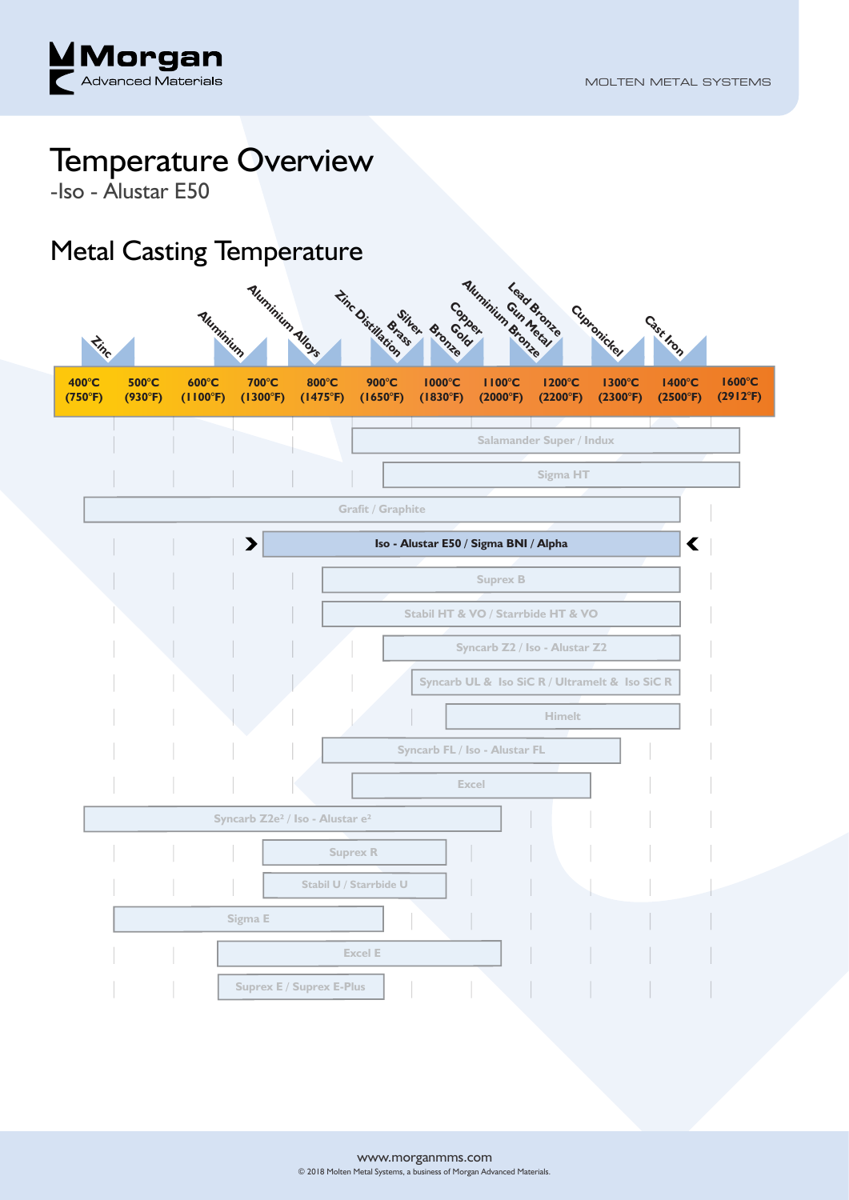Morgan Advanced Materials

MOLTEN METAL SYSTEMS

# Temperature Overview

-Iso - Alustar E50

## Metal Casting Temperature

Zinc
Aluminium
Aluminium Alloys
Zinc Distillation
Silver
Brass
Bronze
Copper
Gold
Aluminium Bronze
Lead Bronze
Gun Metal
Cupronickel
Cast Iron

400°C (750°F)
500°C (930°F)
600°C (1100°F)
700°C (1300°F)
800°C (1475°F)
900°C (1650°F)
1000°C (1830°F)
1100°C (2000°F)
1200°C (2200°F)
1300°C (2300°F)
1400°C (2500°F)
1600°C (2912°F)

Salamander Super / Indux
Sigma HT
Grafit / Graphite
**Iso - Alustar E50 / Sigma BNI / Alpha**
Suprex B
Stabil HT & VO / Starrbide HT & VO
Syncarb Z2 / Iso - Alustar Z2
Syncarb UL & Iso SiC R / Ultramelt & Iso SiC R
Himelt
Syncarb FL / Iso - Alustar FL
Excel
Syncarb Z2e² / Iso - Alustar e²
Suprex R
Stabil U / Starrbide U
Sigma E
Excel E
Suprex E / Suprex E-Plus

www.morganmms.com
© 2018 Molten Metal Systems, a business of Morgan Advanced Materials.